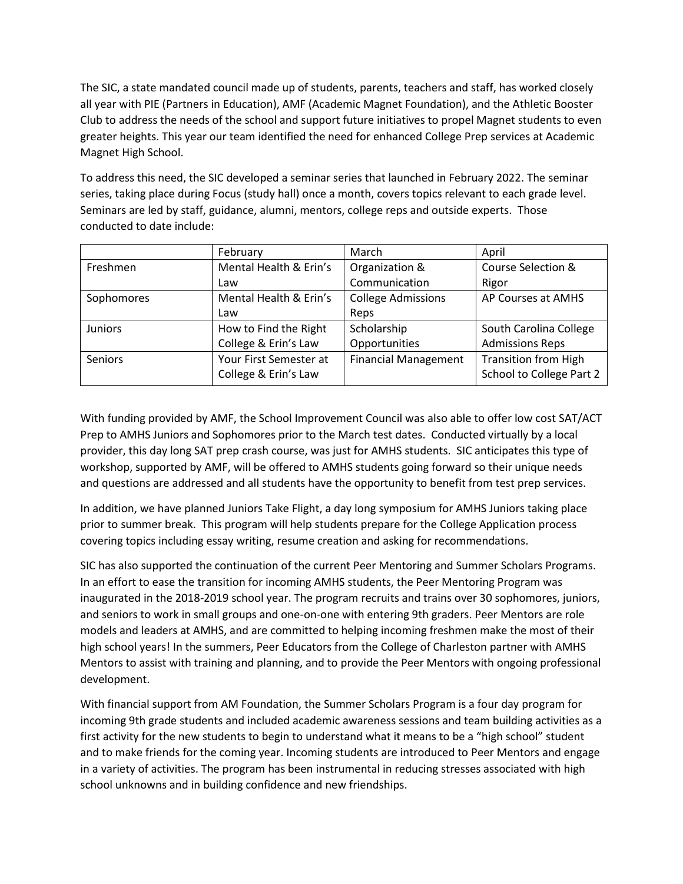The SIC, a state mandated council made up of students, parents, teachers and staff, has worked closely all year with PIE (Partners in Education), AMF (Academic Magnet Foundation), and the Athletic Booster Club to address the needs of the school and support future initiatives to propel Magnet students to even greater heights. This year our team identified the need for enhanced College Prep services at Academic Magnet High School.

To address this need, the SIC developed a seminar series that launched in February 2022. The seminar series, taking place during Focus (study hall) once a month, covers topics relevant to each grade level. Seminars are led by staff, guidance, alumni, mentors, college reps and outside experts. Those conducted to date include:

| | February | March | April |
|---|---|---|---|
| Freshmen | Mental Health & Erin's Law | Organization & Communication | Course Selection & Rigor |
| Sophomores | Mental Health & Erin's Law | College Admissions Reps | AP Courses at AMHS |
| Juniors | How to Find the Right College & Erin's Law | Scholarship Opportunities | South Carolina College Admissions Reps |
| Seniors | Your First Semester at College & Erin's Law | Financial Management | Transition from High School to College Part 2 |

With funding provided by AMF, the School Improvement Council was also able to offer low cost SAT/ACT Prep to AMHS Juniors and Sophomores prior to the March test dates. Conducted virtually by a local provider, this day long SAT prep crash course, was just for AMHS students. SIC anticipates this type of workshop, supported by AMF, will be offered to AMHS students going forward so their unique needs and questions are addressed and all students have the opportunity to benefit from test prep services.

In addition, we have planned Juniors Take Flight, a day long symposium for AMHS Juniors taking place prior to summer break. This program will help students prepare for the College Application process covering topics including essay writing, resume creation and asking for recommendations.

SIC has also supported the continuation of the current Peer Mentoring and Summer Scholars Programs. In an effort to ease the transition for incoming AMHS students, the Peer Mentoring Program was inaugurated in the 2018-2019 school year. The program recruits and trains over 30 sophomores, juniors, and seniors to work in small groups and one-on-one with entering 9th graders. Peer Mentors are role models and leaders at AMHS, and are committed to helping incoming freshmen make the most of their high school years! In the summers, Peer Educators from the College of Charleston partner with AMHS Mentors to assist with training and planning, and to provide the Peer Mentors with ongoing professional development.

With financial support from AM Foundation, the Summer Scholars Program is a four day program for incoming 9th grade students and included academic awareness sessions and team building activities as a first activity for the new students to begin to understand what it means to be a "high school" student and to make friends for the coming year. Incoming students are introduced to Peer Mentors and engage in a variety of activities. The program has been instrumental in reducing stresses associated with high school unknowns and in building confidence and new friendships.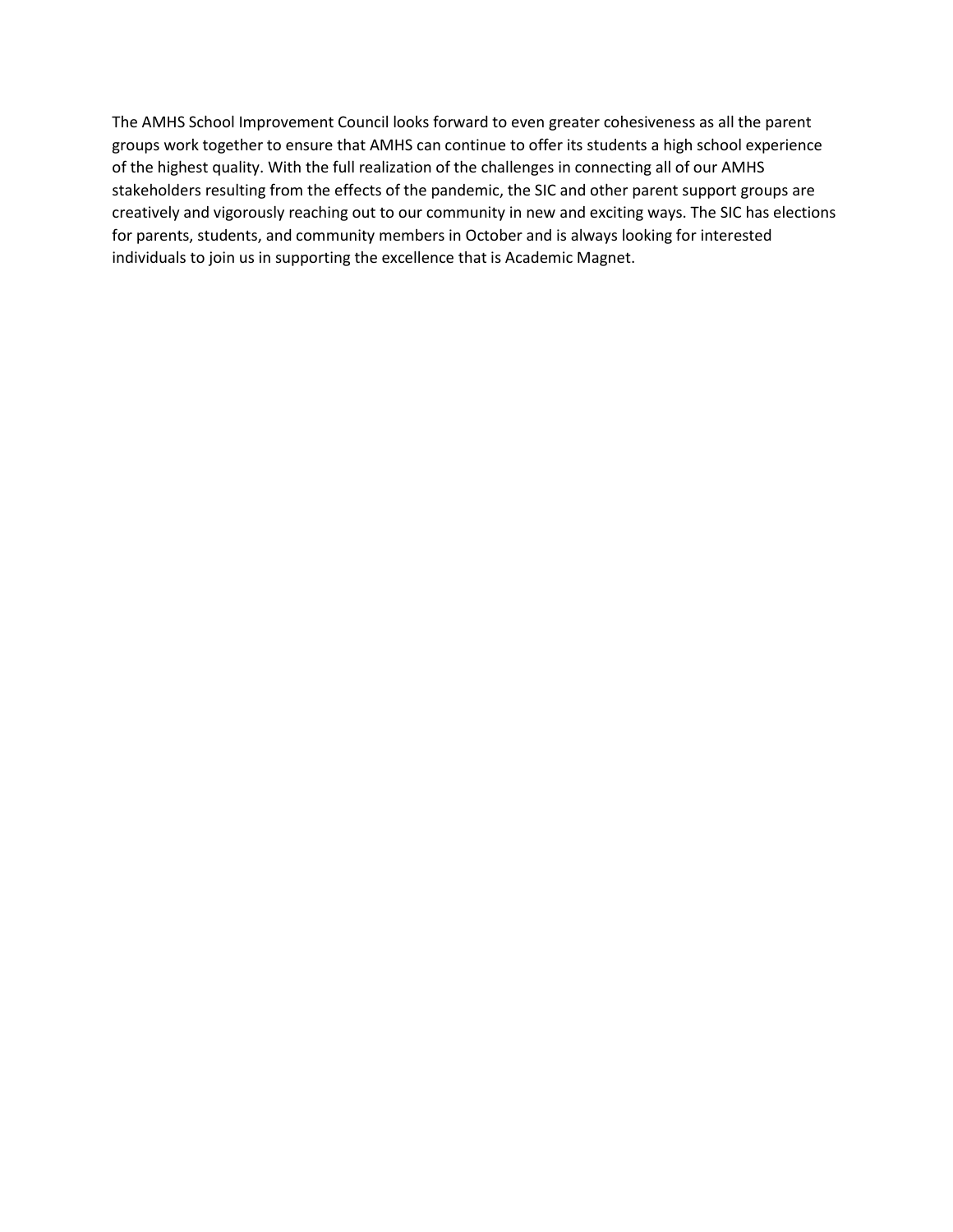The AMHS School Improvement Council looks forward to even greater cohesiveness as all the parent groups work together to ensure that AMHS can continue to offer its students a high school experience of the highest quality. With the full realization of the challenges in connecting all of our AMHS stakeholders resulting from the effects of the pandemic, the SIC and other parent support groups are creatively and vigorously reaching out to our community in new and exciting ways. The SIC has elections for parents, students, and community members in October and is always looking for interested individuals to join us in supporting the excellence that is Academic Magnet.